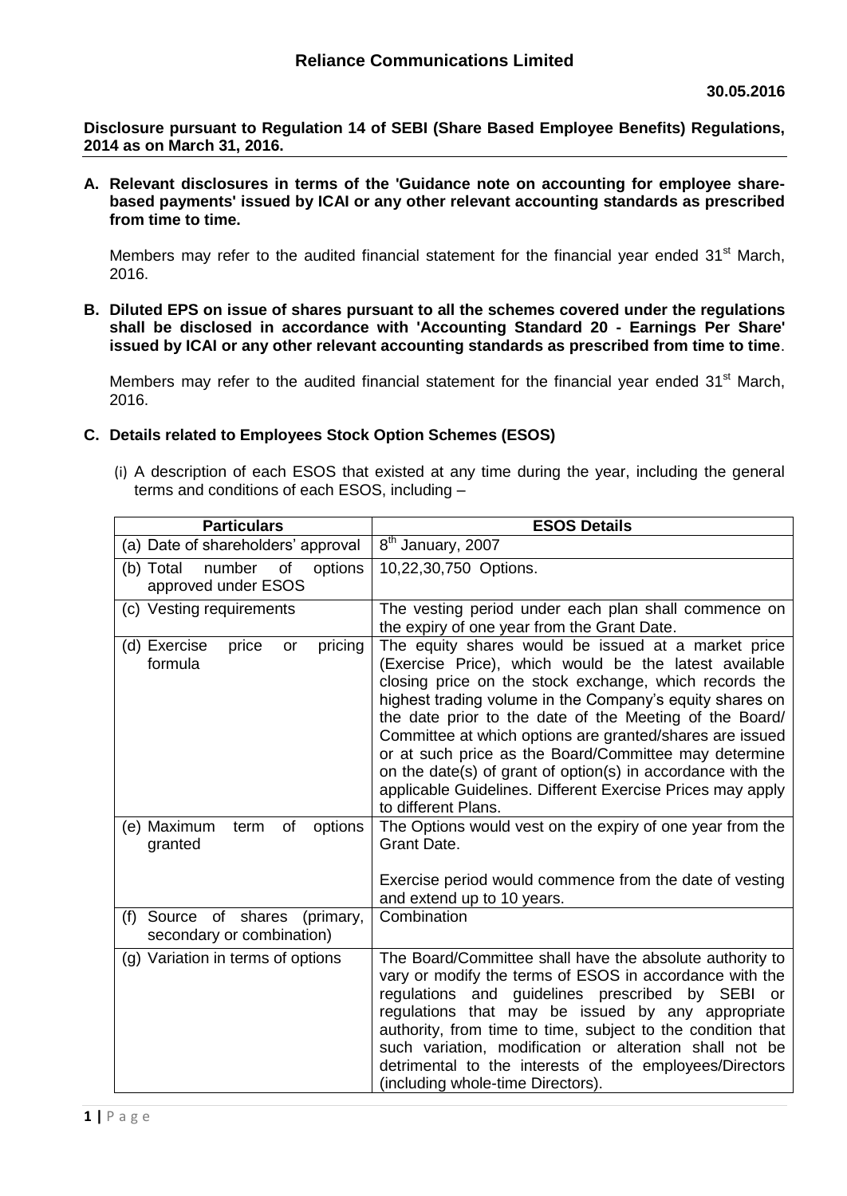# Reliance Communications Limited

**30.05.2016**

**Disclosure pursuant to Regulation 14 of SEBI (Share Based Employee Benefits) Regulations, 2014 as on March 31, 2016.**

**A. Relevant disclosures in terms of the 'Guidance note on accounting for employee share-based payments' issued by ICAI or any other relevant accounting standards as prescribed from time to time.**

Members may refer to the audited financial statement for the financial year ended 31st March, 2016.

**B. Diluted EPS on issue of shares pursuant to all the schemes covered under the regulations shall be disclosed in accordance with 'Accounting Standard 20 - Earnings Per Share' issued by ICAI or any other relevant accounting standards as prescribed from time to time**.

Members may refer to the audited financial statement for the financial year ended 31st March, 2016.

**C. Details related to Employees Stock Option Schemes (ESOS)**

(i) A description of each ESOS that existed at any time during the year, including the general terms and conditions of each ESOS, including –

| Particulars | ESOS Details |
|---|---|
| (a) Date of shareholders' approval | 8th January, 2007 |
| (b) Total number of options approved under ESOS | 10,22,30,750 Options. |
| (c) Vesting requirements | The vesting period under each plan shall commence on the expiry of one year from the Grant Date. |
| (d) Exercise price or pricing formula | The equity shares would be issued at a market price (Exercise Price), which would be the latest available closing price on the stock exchange, which records the highest trading volume in the Company's equity shares on the date prior to the date of the Meeting of the Board/ Committee at which options are granted/shares are issued or at such price as the Board/Committee may determine on the date(s) of grant of option(s) in accordance with the applicable Guidelines. Different Exercise Prices may apply to different Plans. |
| (e) Maximum term of options granted | The Options would vest on the expiry of one year from the Grant Date.<br><br>Exercise period would commence from the date of vesting and extend up to 10 years. |
| (f) Source of shares (primary, secondary or combination) | Combination |
| (g) Variation in terms of options | The Board/Committee shall have the absolute authority to vary or modify the terms of ESOS in accordance with the regulations and guidelines prescribed by SEBI or regulations that may be issued by any appropriate authority, from time to time, subject to the condition that such variation, modification or alteration shall not be detrimental to the interests of the employees/Directors (including whole-time Directors). |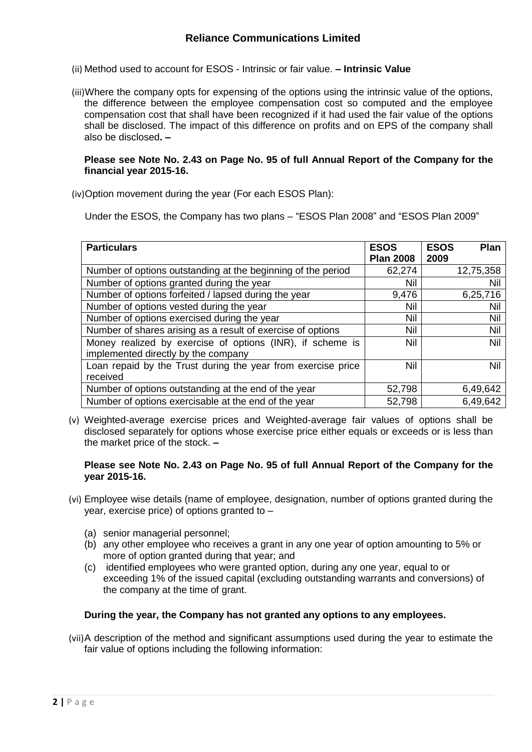# Reliance Communications Limited

(ii) Method used to account for ESOS - Intrinsic or fair value. **– Intrinsic Value**

(iii) Where the company opts for expensing of the options using the intrinsic value of the options, the difference between the employee compensation cost so computed and the employee compensation cost that shall have been recognized if it had used the fair value of the options shall be disclosed. The impact of this difference on profits and on EPS of the company shall also be disclosed**. –**

**Please see Note No. 2.43 on Page No. 95 of full Annual Report of the Company for the financial year 2015-16.**

(iv) Option movement during the year (For each ESOS Plan):

Under the ESOS, the Company has two plans – "ESOS Plan 2008" and "ESOS Plan 2009"

| **Particulars** | **ESOS Plan 2008** | **ESOS Plan 2009** |
|---|---|---|
| Number of options outstanding at the beginning of the period | 62,274 | 12,75,358 |
| Number of options granted during the year | Nil | Nil |
| Number of options forfeited / lapsed during the year | 9,476 | 6,25,716 |
| Number of options vested during the year | Nil | Nil |
| Number of options exercised during the year | Nil | Nil |
| Number of shares arising as a result of exercise of options | Nil | Nil |
| Money realized by exercise of options (INR), if scheme is implemented directly by the company | Nil | Nil |
| Loan repaid by the Trust during the year from exercise price received | Nil | Nil |
| Number of options outstanding at the end of the year | 52,798 | 6,49,642 |
| Number of options exercisable at the end of the year | 52,798 | 6,49,642 |

(v) Weighted-average exercise prices and Weighted-average fair values of options shall be disclosed separately for options whose exercise price either equals or exceeds or is less than the market price of the stock. **–**

**Please see Note No. 2.43 on Page No. 95 of full Annual Report of the Company for the year 2015-16.**

(vi) Employee wise details (name of employee, designation, number of options granted during the year, exercise price) of options granted to –

(a) senior managerial personnel;
(b) any other employee who receives a grant in any one year of option amounting to 5% or more of option granted during that year; and
(c) identified employees who were granted option, during any one year, equal to or exceeding 1% of the issued capital (excluding outstanding warrants and conversions) of the company at the time of grant.

**During the year, the Company has not granted any options to any employees.**

(vii) A description of the method and significant assumptions used during the year to estimate the fair value of options including the following information: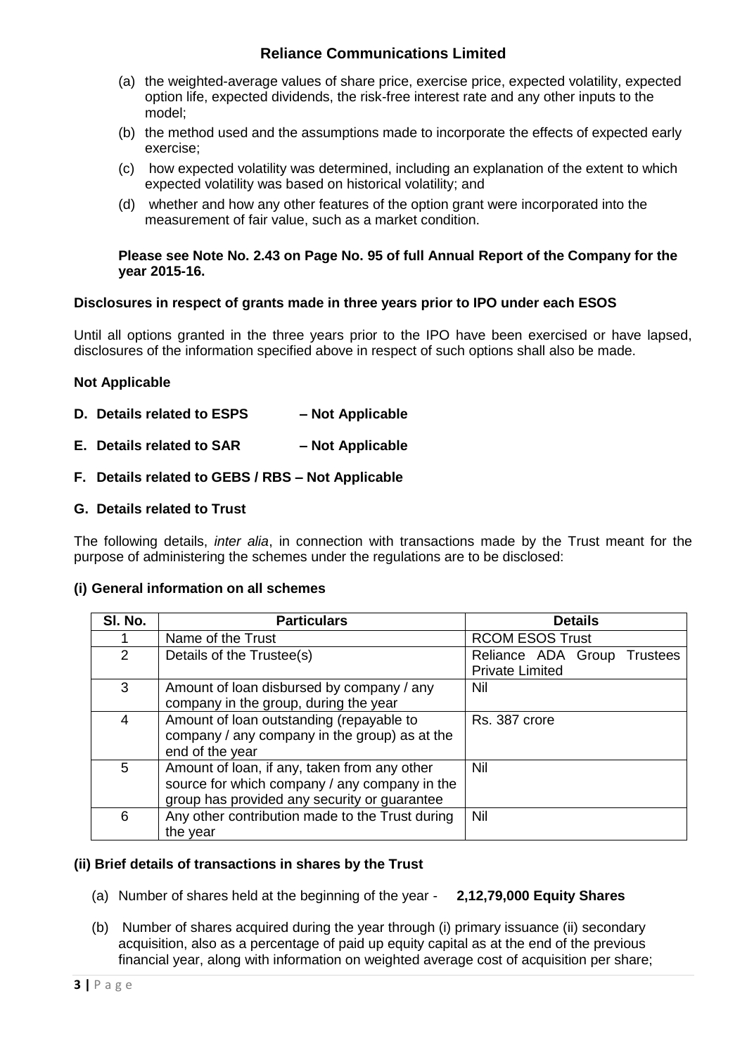(a) the weighted-average values of share price, exercise price, expected volatility, expected option life, expected dividends, the risk-free interest rate and any other inputs to the model;

(b) the method used and the assumptions made to incorporate the effects of expected early exercise;

(c) how expected volatility was determined, including an explanation of the extent to which expected volatility was based on historical volatility; and

(d) whether and how any other features of the option grant were incorporated into the measurement of fair value, such as a market condition.

**Please see Note No. 2.43 on Page No. 95 of full Annual Report of the Company for the year 2015-16.**

**Disclosures in respect of grants made in three years prior to IPO under each ESOS**

Until all options granted in the three years prior to the IPO have been exercised or have lapsed, disclosures of the information specified above in respect of such options shall also be made.

**Not Applicable**

**D. Details related to ESPS – Not Applicable**

**E. Details related to SAR – Not Applicable**

**F. Details related to GEBS / RBS – Not Applicable**

**G. Details related to Trust**

The following details, *inter alia*, in connection with transactions made by the Trust meant for the purpose of administering the schemes under the regulations are to be disclosed:

**(i) General information on all schemes**

| Sl. No. | Particulars | Details |
|---|---|---|
| 1 | Name of the Trust | RCOM ESOS Trust |
| 2 | Details of the Trustee(s) | Reliance ADA Group Trustees Private Limited |
| 3 | Amount of loan disbursed by company / any company in the group, during the year | Nil |
| 4 | Amount of loan outstanding (repayable to company / any company in the group) as at the end of the year | Rs. 387 crore |
| 5 | Amount of loan, if any, taken from any other source for which company / any company in the group has provided any security or guarantee | Nil |
| 6 | Any other contribution made to the Trust during the year | Nil |

**(ii) Brief details of transactions in shares by the Trust**

(a) Number of shares held at the beginning of the year - **2,12,79,000 Equity Shares**

(b) Number of shares acquired during the year through (i) primary issuance (ii) secondary acquisition, also as a percentage of paid up equity capital as at the end of the previous financial year, along with information on weighted average cost of acquisition per share;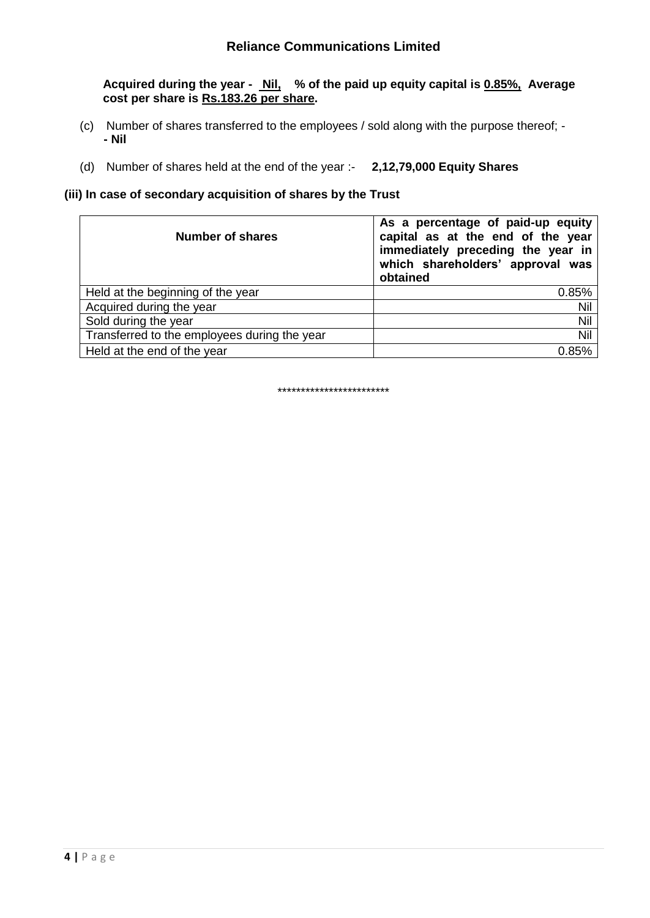**Acquired during the year - Nil, % of the paid up equity capital is 0.85%, Average cost per share is Rs.183.26 per share.**

(c) Number of shares transferred to the employees / sold along with the purpose thereof; - **- Nil**

(d) Number of shares held at the end of the year :- **2,12,79,000 Equity Shares**

**(iii) In case of secondary acquisition of shares by the Trust**

| **Number of shares** | **As a percentage of paid-up equity capital as at the end of the year immediately preceding the year in which shareholders' approval was obtained** |
|---|---|
| Held at the beginning of the year | 0.85% |
| Acquired during the year | Nil |
| Sold during the year | Nil |
| Transferred to the employees during the year | Nil |
| Held at the end of the year | 0.85% |

***********************